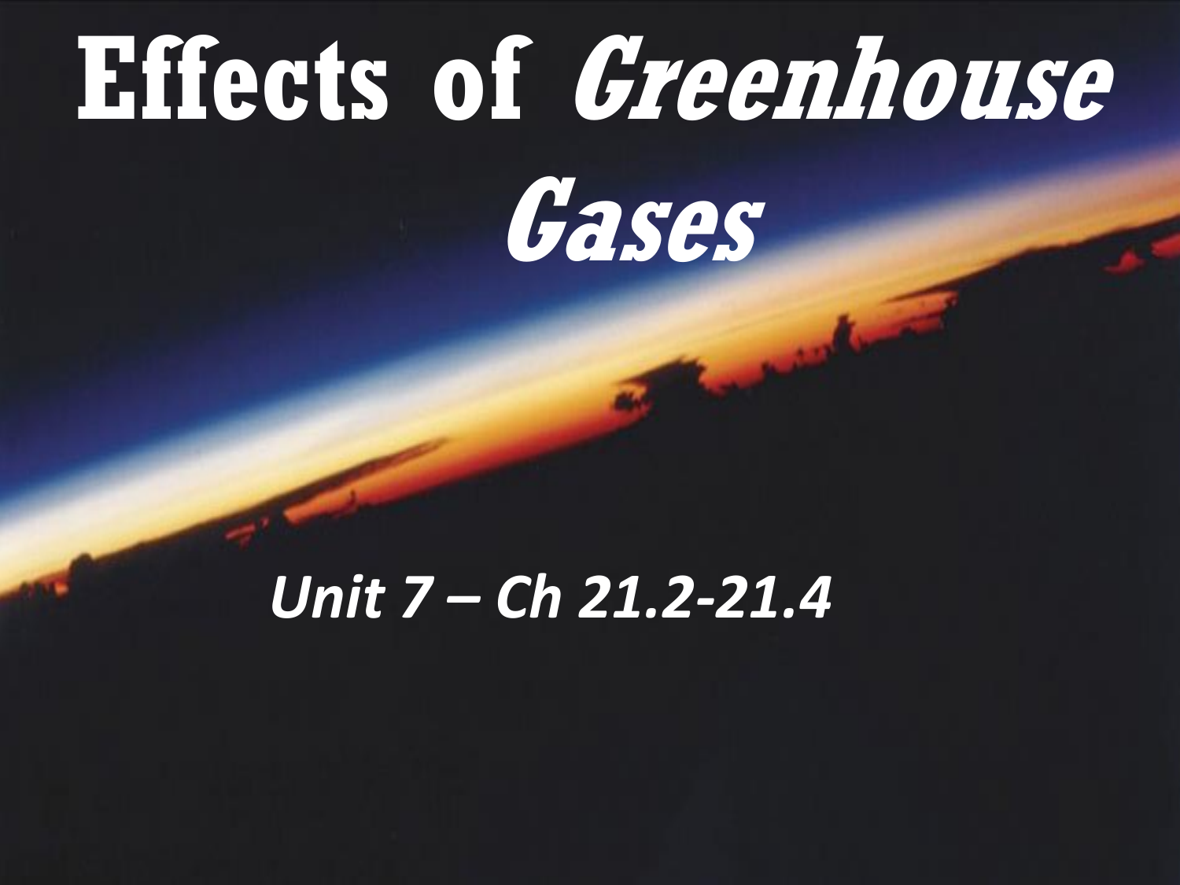# Effects of *Greenhouse Gases*

***Unit 7 – Ch 21.2-21.4***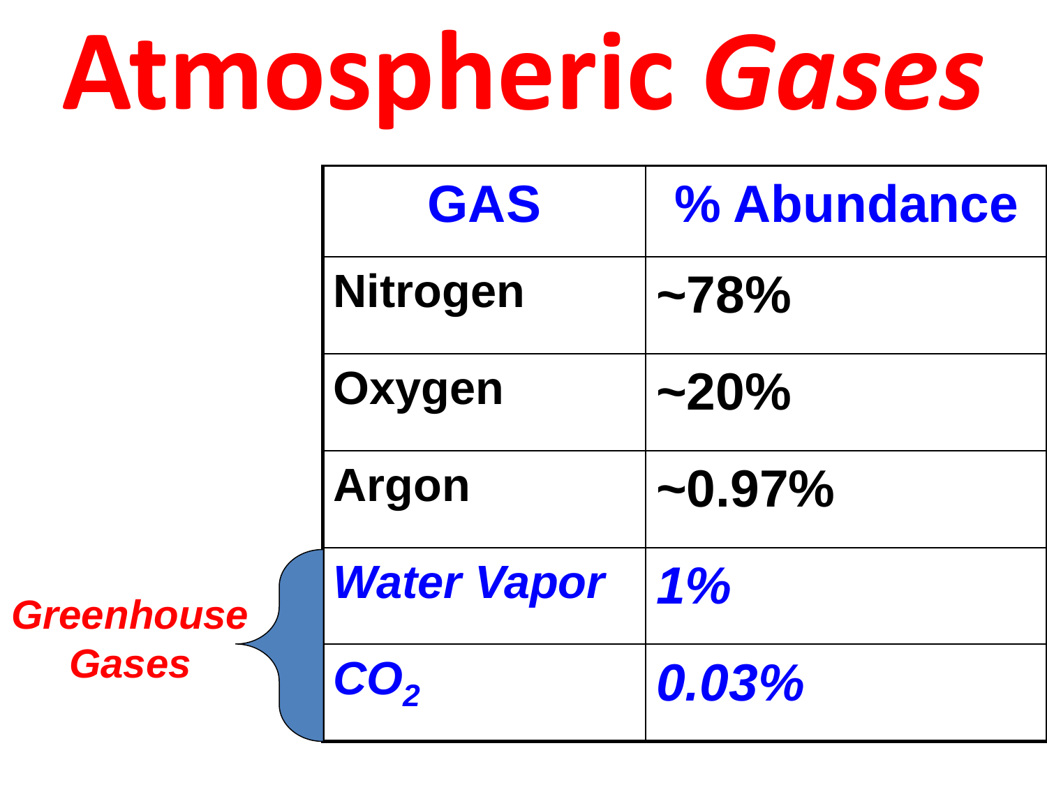# Atmospheric *Gases*

| GAS | % Abundance |
|---|---|
| **Nitrogen** | **~78%** |
| **Oxygen** | **~20%** |
| **Argon** | **~0.97%** |
| ***Water Vapor*** | ***1%*** |
| ***$CO_2$*** | ***0.03%*** |

***Greenhouse Gases***: Water Vapor, $CO_2$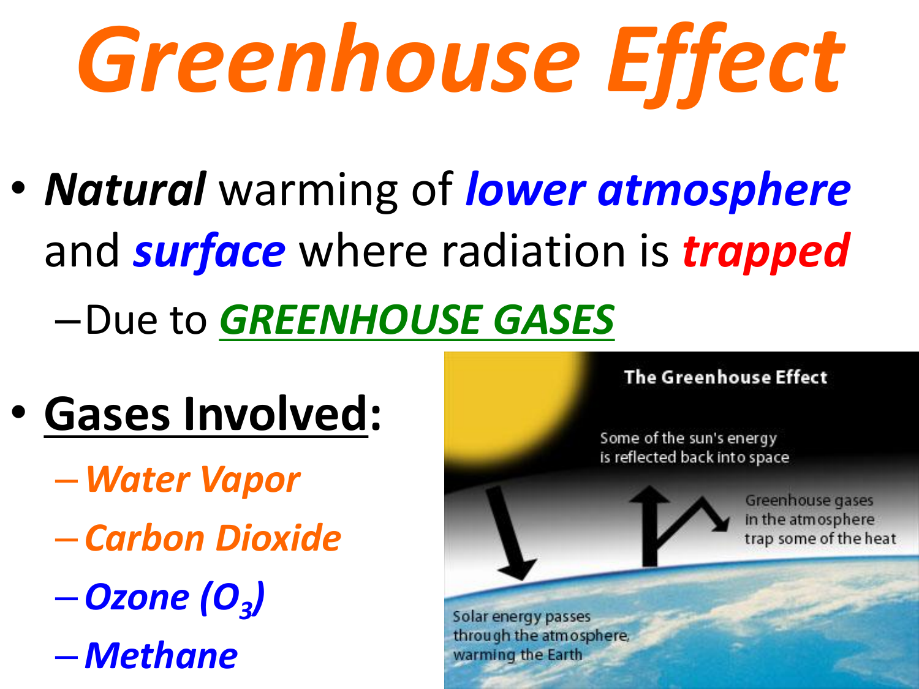# Greenhouse Effect

- ***Natural*** warming of ***lower atmosphere*** and ***surface*** where radiation is ***trapped***
  - Due to ***GREENHOUSE GASES***
- **Gases Involved:**
  - *Water Vapor*
  - *Carbon Dioxide*
  - *Ozone ($O_3$)*
  - *Methane*

The Greenhouse Effect

Some of the sun's energy is reflected back into space

Greenhouse gases in the atmosphere trap some of the heat

Solar energy passes through the atmosphere, warming the Earth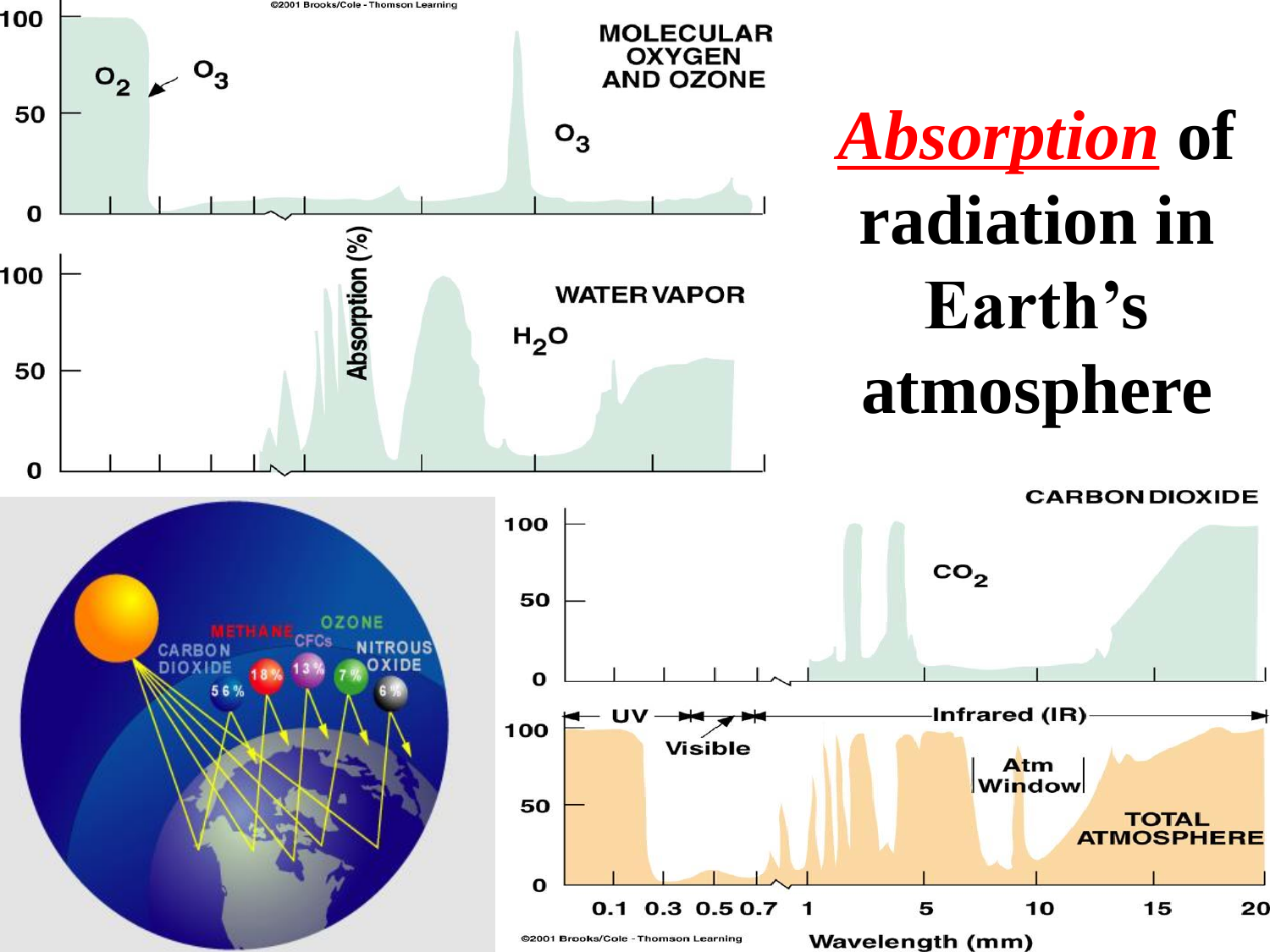# *Absorption* of radiation in Earth's atmosphere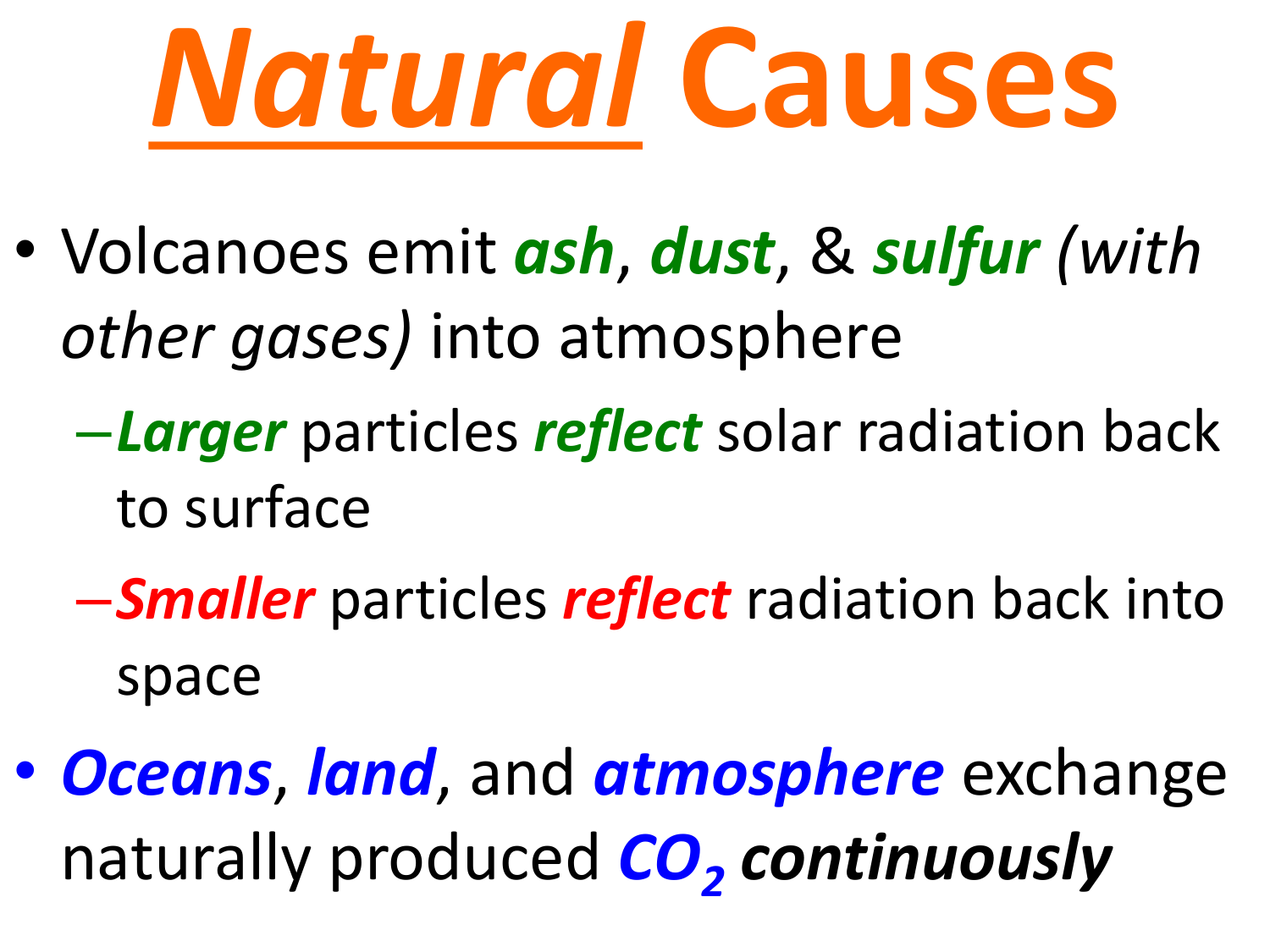# ***Natural*** **Causes**

- Volcanoes emit ***ash***, ***dust***, & ***sulfur*** *(with other gases)* into atmosphere
  - ***Larger*** particles ***reflect*** solar radiation back to surface
  - ***Smaller*** particles ***reflect*** radiation back into space
- ***Oceans***, ***land***, and ***atmosphere*** exchange naturally produced $CO_2$ ***continuously***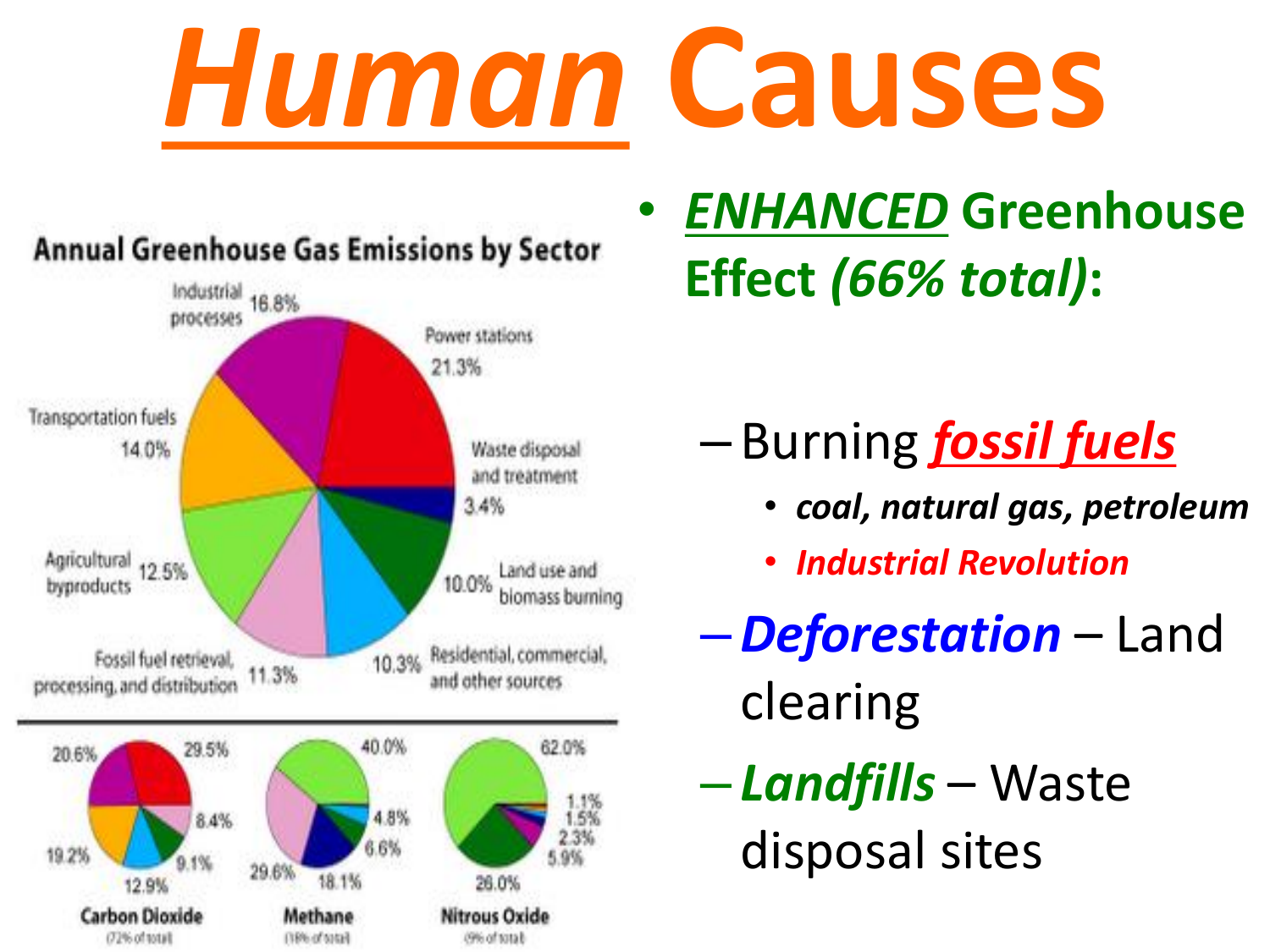# *Human* Causes

**Annual Greenhouse Gas Emissions by Sector**

| Sector | Share |
|---|---|
| Industrial processes | 16.8% |
| Power stations | 21.3% |
| Waste disposal and treatment | 3.4% |
| Land use and biomass burning | 10.0% |
| Residential, commercial, and other sources | 10.3% |
| Fossil fuel retrieval, processing, and distribution | 11.3% |
| Agricultural byproducts | 12.5% |
| Transportation fuels | 14.0% |

Carbon Dioxide (72% of total): 29.5%, 8.4%, 9.1%, 12.9%, 19.2%, 20.6%

Methane (18% of total): 40.0%, 4.8%, 6.6%, 18.1%, 29.6%

Nitrous Oxide (9% of total): 62.0%, 1.1%, 1.5%, 2.3%, 5.9%, 26.0%

- ***ENHANCED* Greenhouse Effect *(66% total)*:**
  - Burning ***fossil fuels***
    - ***coal, natural gas, petroleum***
    - ***Industrial Revolution***
  - ***Deforestation*** – Land clearing
  - ***Landfills*** – Waste disposal sites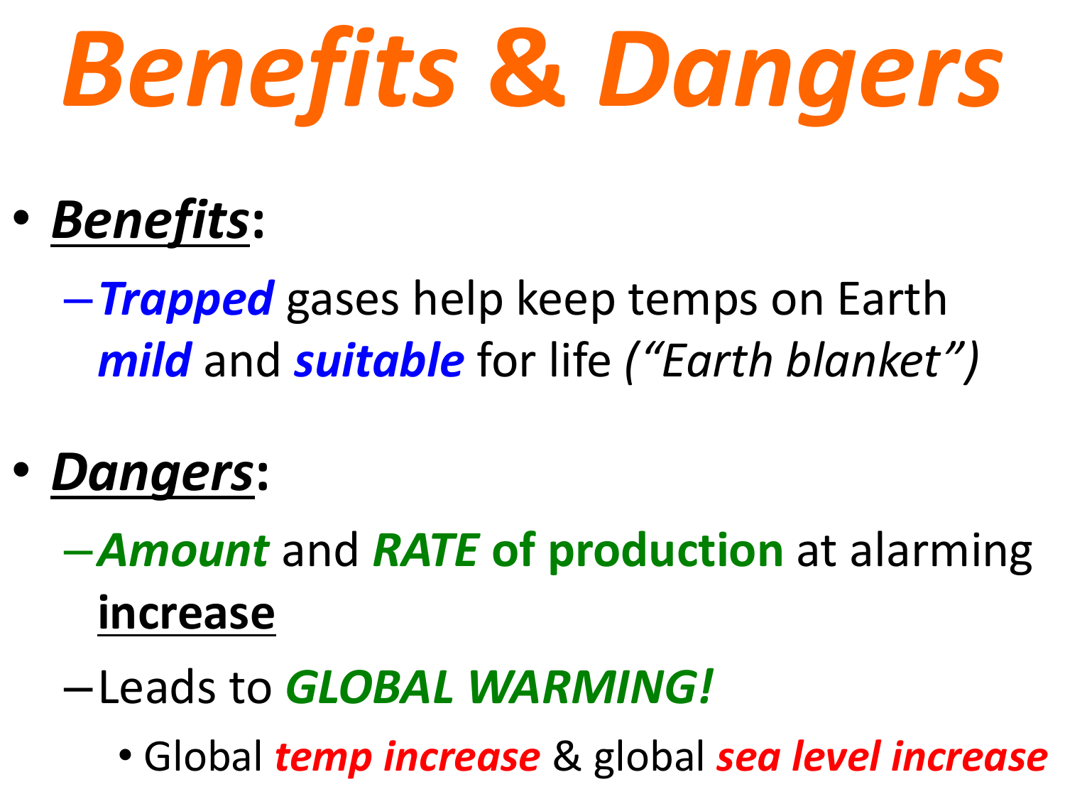# *Benefits & Dangers*

- ***Benefits***:
  - ***Trapped*** gases help keep temps on Earth ***mild*** and ***suitable*** for life *("Earth blanket")*

- ***Dangers***:
  - ***Amount*** and ***RATE* of production** at alarming **increase**
  - Leads to ***GLOBAL WARMING!***
    - Global ***temp increase*** & global ***sea level increase***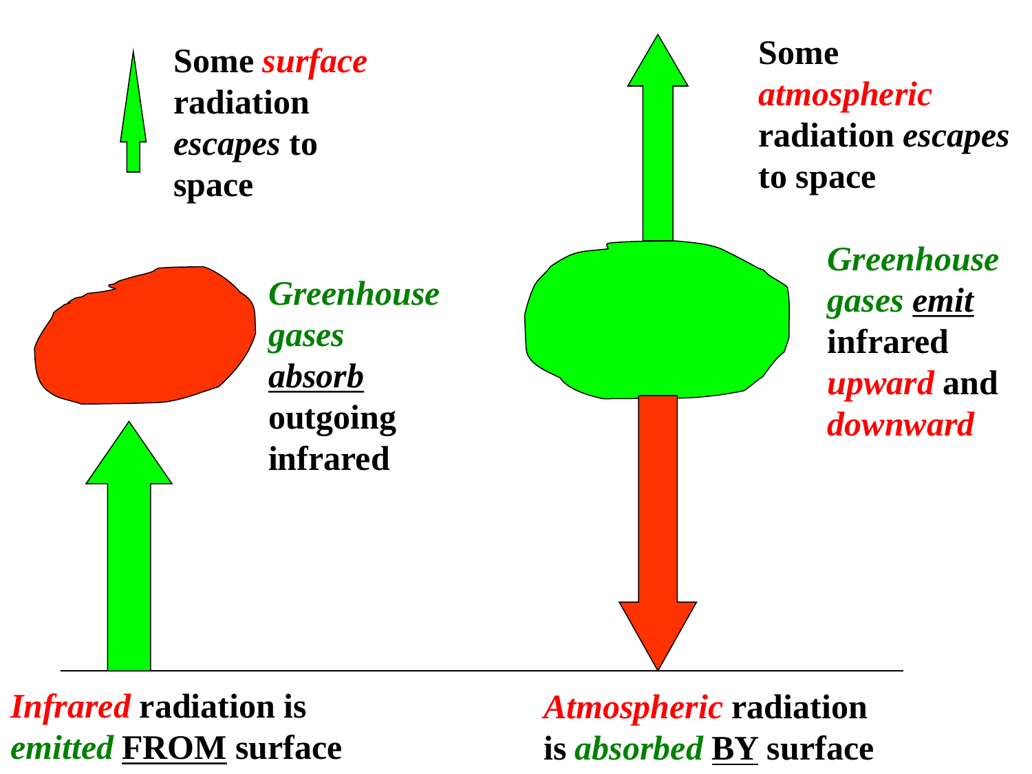Some *surface* radiation *escapes* to space

*Greenhouse gases* ***absorb*** outgoing infrared

*Infrared* radiation is *emitted* **FROM** surface

Some *atmospheric* radiation *escapes* to space

*Greenhouse gases* ***emit*** infrared *upward* and *downward*

*Atmospheric* radiation is *absorbed* **BY** surface